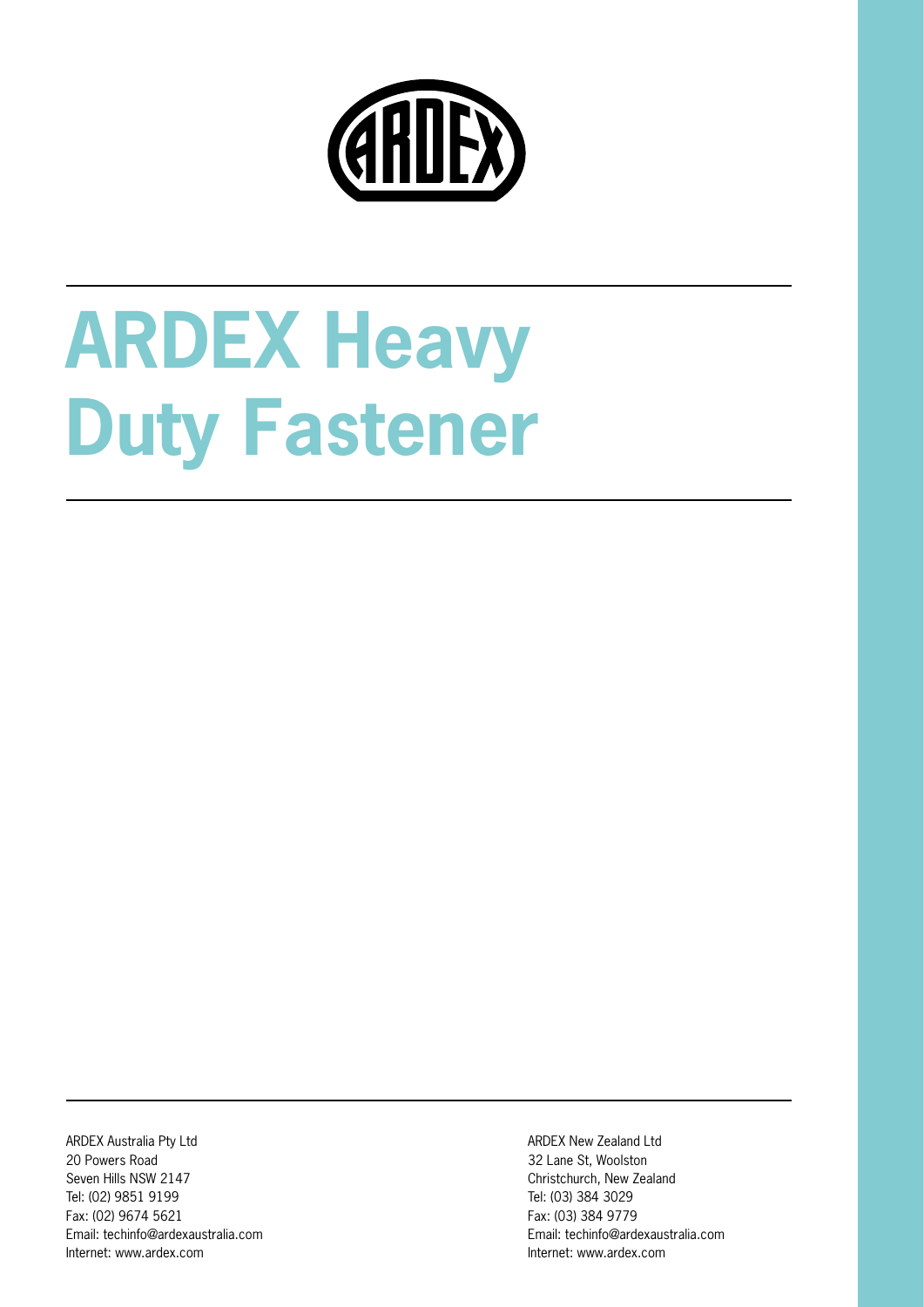# ARDEX Heavy Duty Fastener

ARDEX Australia Pty Ltd
20 Powers Road
Seven Hills NSW 2147
Tel: (02) 9851 9199
Fax: (02) 9674 5621
Email: techinfo@ardexaustralia.com
Internet: www.ardex.com

ARDEX New Zealand Ltd
32 Lane St, Woolston
Christchurch, New Zealand
Tel: (03) 384 3029
Fax: (03) 384 9779
Email: techinfo@ardexaustralia.com
Internet: www.ardex.com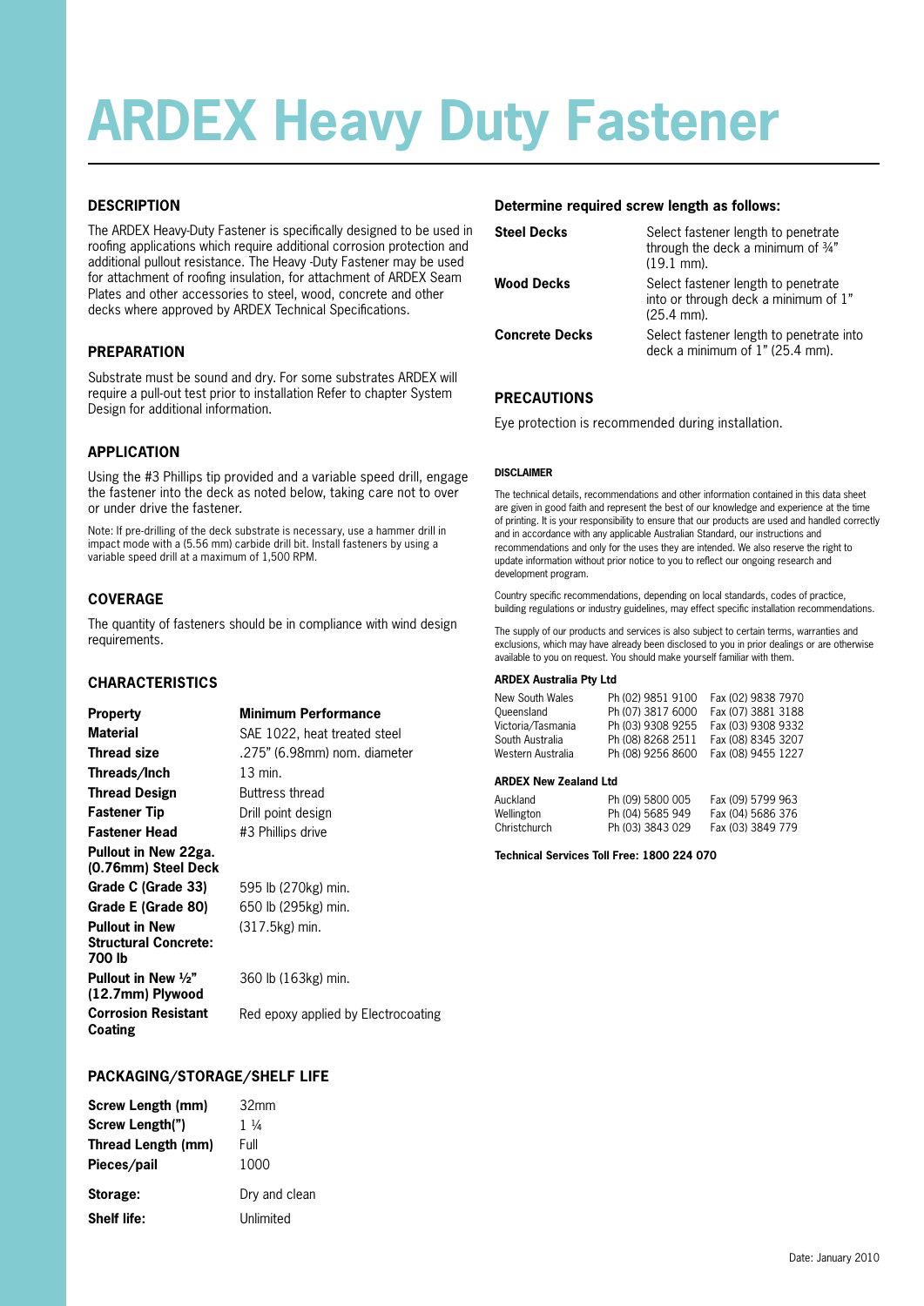# ARDEX Heavy Duty Fastener

## DESCRIPTION

The ARDEX Heavy-Duty Fastener is specifically designed to be used in roofing applications which require additional corrosion protection and additional pullout resistance. The Heavy -Duty Fastener may be used for attachment of roofing insulation, for attachment of ARDEX Seam Plates and other accessories to steel, wood, concrete and other decks where approved by ARDEX Technical Specifications.

## PREPARATION

Substrate must be sound and dry. For some substrates ARDEX will require a pull-out test prior to installation Refer to chapter System Design for additional information.

## APPLICATION

Using the #3 Phillips tip provided and a variable speed drill, engage the fastener into the deck as noted below, taking care not to over or under drive the fastener.

Note: If pre-drilling of the deck substrate is necessary, use a hammer drill in impact mode with a (5.56 mm) carbide drill bit. Install fasteners by using a variable speed drill at a maximum of 1,500 RPM.

## COVERAGE

The quantity of fasteners should be in compliance with wind design requirements.

## CHARACTERISTICS

| **Property** | **Minimum Performance** |
|---|---|
| **Material** | SAE 1022, heat treated steel |
| **Thread size** | .275" (6.98mm) nom. diameter |
| **Threads/Inch** | 13 min. |
| **Thread Design** | Buttress thread |
| **Fastener Tip** | Drill point design |
| **Fastener Head** | #3 Phillips drive |
| **Pullout in New 22ga. (0.76mm) Steel Deck** | |
| **Grade C (Grade 33)** | 595 lb (270kg) min. |
| **Grade E (Grade 80)** | 650 lb (295kg) min. |
| **Pullout in New Structural Concrete: 700 lb** | (317.5kg) min. |
| **Pullout in New ½" (12.7mm) Plywood** | 360 lb (163kg) min. |
| **Corrosion Resistant Coating** | Red epoxy applied by Electrocoating |

## PACKAGING/STORAGE/SHELF LIFE

| | |
|---|---|
| **Screw Length (mm)** | 32mm |
| **Screw Length(")** | 1 ¼ |
| **Thread Length (mm)** | Full |
| **Pieces/pail** | 1000 |
| **Storage:** | Dry and clean |
| **Shelf life:** | Unlimited |

### Determine required screw length as follows:

| | |
|---|---|
| **Steel Decks** | Select fastener length to penetrate through the deck a minimum of ¾" (19.1 mm). |
| **Wood Decks** | Select fastener length to penetrate into or through deck a minimum of 1" (25.4 mm). |
| **Concrete Decks** | Select fastener length to penetrate into deck a minimum of 1" (25.4 mm). |

## PRECAUTIONS

Eye protection is recommended during installation.

#### DISCLAIMER

The technical details, recommendations and other information contained in this data sheet are given in good faith and represent the best of our knowledge and experience at the time of printing. It is your responsibility to ensure that our products are used and handled correctly and in accordance with any applicable Australian Standard, our instructions and recommendations and only for the uses they are intended. We also reserve the right to update information without prior notice to you to reflect our ongoing research and development program.

Country specific recommendations, depending on local standards, codes of practice, building regulations or industry guidelines, may effect specific installation recommendations.

The supply of our products and services is also subject to certain terms, warranties and exclusions, which may have already been disclosed to you in prior dealings or are otherwise available to you on request. You should make yourself familiar with them.

**ARDEX Australia Pty Ltd**

| | | |
|---|---|---|
| New South Wales | Ph (02) 9851 9100 | Fax (02) 9838 7970 |
| Queensland | Ph (07) 3817 6000 | Fax (07) 3881 3188 |
| Victoria/Tasmania | Ph (03) 9308 9255 | Fax (03) 9308 9332 |
| South Australia | Ph (08) 8268 2511 | Fax (08) 8345 3207 |
| Western Australia | Ph (08) 9256 8600 | Fax (08) 9455 1227 |

**ARDEX New Zealand Ltd**

| | | |
|---|---|---|
| Auckland | Ph (09) 5800 005 | Fax (09) 5799 963 |
| Wellington | Ph (04) 5685 949 | Fax (04) 5686 376 |
| Christchurch | Ph (03) 3843 029 | Fax (03) 3849 779 |

**Technical Services Toll Free: 1800 224 070**

Date: January 2010